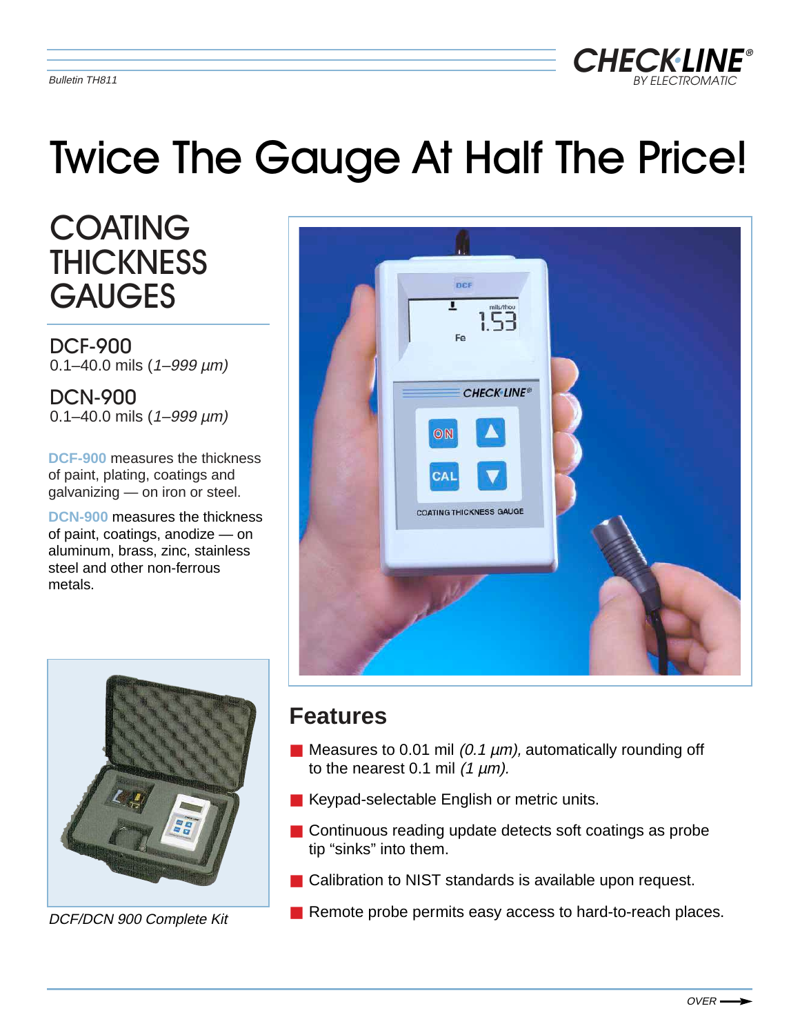Bulletin TH811

# Twice The Gauge At Half The Price!

## COATING THICKNESS GAUGES

### DCF-900
0.1–40.0 mils (*1–999 µm)*

### DCN-900
0.1–40.0 mils (*1–999 µm)*

**DCF-900** measures the thickness of paint, plating, coatings and galvanizing — on iron or steel.

**DCN-900** measures the thickness of paint, coatings, anodize — on aluminum, brass, zinc, stainless steel and other non-ferrous metals.

*DCF/DCN 900 Complete Kit*

## Features

- Measures to 0.01 mil *(0.1 µm),* automatically rounding off to the nearest 0.1 mil *(1 µm).*
- Keypad-selectable English or metric units.
- Continuous reading update detects soft coatings as probe tip "sinks" into them.
- Calibration to NIST standards is available upon request.
- Remote probe permits easy access to hard-to-reach places.

OVER →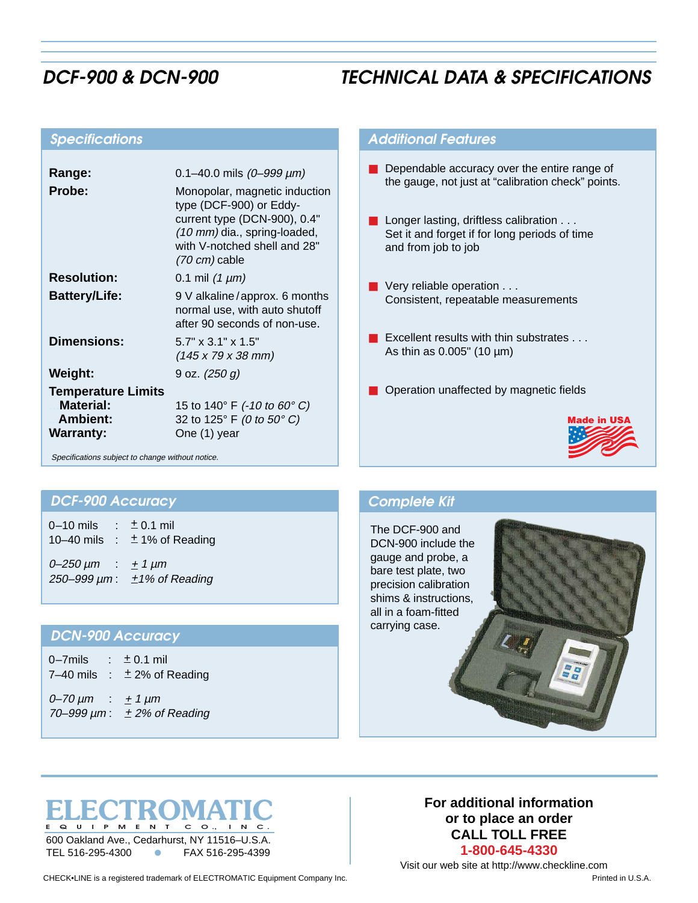# DCF-900 & DCN-900 TECHNICAL DATA & SPECIFICATIONS

## Specifications

| | |
|---|---|
| **Range:** | 0.1–40.0 mils *(0–999 µm)* |
| **Probe:** | Monopolar, magnetic induction type (DCF-900) or Eddy-current type (DCN-900), 0.4" *(10 mm)* dia., spring-loaded, with V-notched shell and 28" *(70 cm)* cable |
| **Resolution:** | 0.1 mil *(1 µm)* |
| **Battery/Life:** | 9 V alkaline / approx. 6 months normal use, with auto shutoff after 90 seconds of non-use. |
| **Dimensions:** | 5.7" x 3.1" x 1.5" *(145 x 79 x 38 mm)* |
| **Weight:** | 9 oz. *(250 g)* |
| **Temperature Limits** | |
| **Material:** | 15 to 140° F *(-10 to 60° C)* |
| **Ambient:** | 32 to 125° F *(0 to 50° C)* |
| **Warranty:** | One (1) year |

*Specifications subject to change without notice.*

## Additional Features

- Dependable accuracy over the entire range of the gauge, not just at "calibration check" points.
- Longer lasting, driftless calibration . . . Set it and forget it for long periods of time and from job to job
- Very reliable operation . . . Consistent, repeatable measurements
- Excellent results with thin substrates . . . As thin as 0.005" (10 µm)
- Operation unaffected by magnetic fields

Made in USA

## DCF-900 Accuracy

0–10 mils : ± 0.1 mil
10–40 mils : ± 1% of Reading

*0–250 µm : ± 1 µm*
*250–999 µm : ±1% of Reading*

## DCN-900 Accuracy

0–7mils : ± 0.1 mil
7–40 mils : ± 2% of Reading

*0–70 µm : ± 1 µm*
*70–999 µm : ± 2% of Reading*

## Complete Kit

The DCF-900 and DCN-900 include the gauge and probe, a bare test plate, two precision calibration shims & instructions, all in a foam-fitted carrying case.

---

**ELECTROMATIC**
EQUIPMENT CO., INC.
600 Oakland Ave., Cedarhurst, NY 11516–U.S.A.
TEL 516-295-4300 • FAX 516-295-4399

**For additional information**
**or to place an order**
**CALL TOLL FREE**
**1-800-645-4330**
Visit our web site at http://www.checkline.com

CHECK•LINE is a registered trademark of ELECTROMATIC Equipment Company Inc.

Printed in U.S.A.